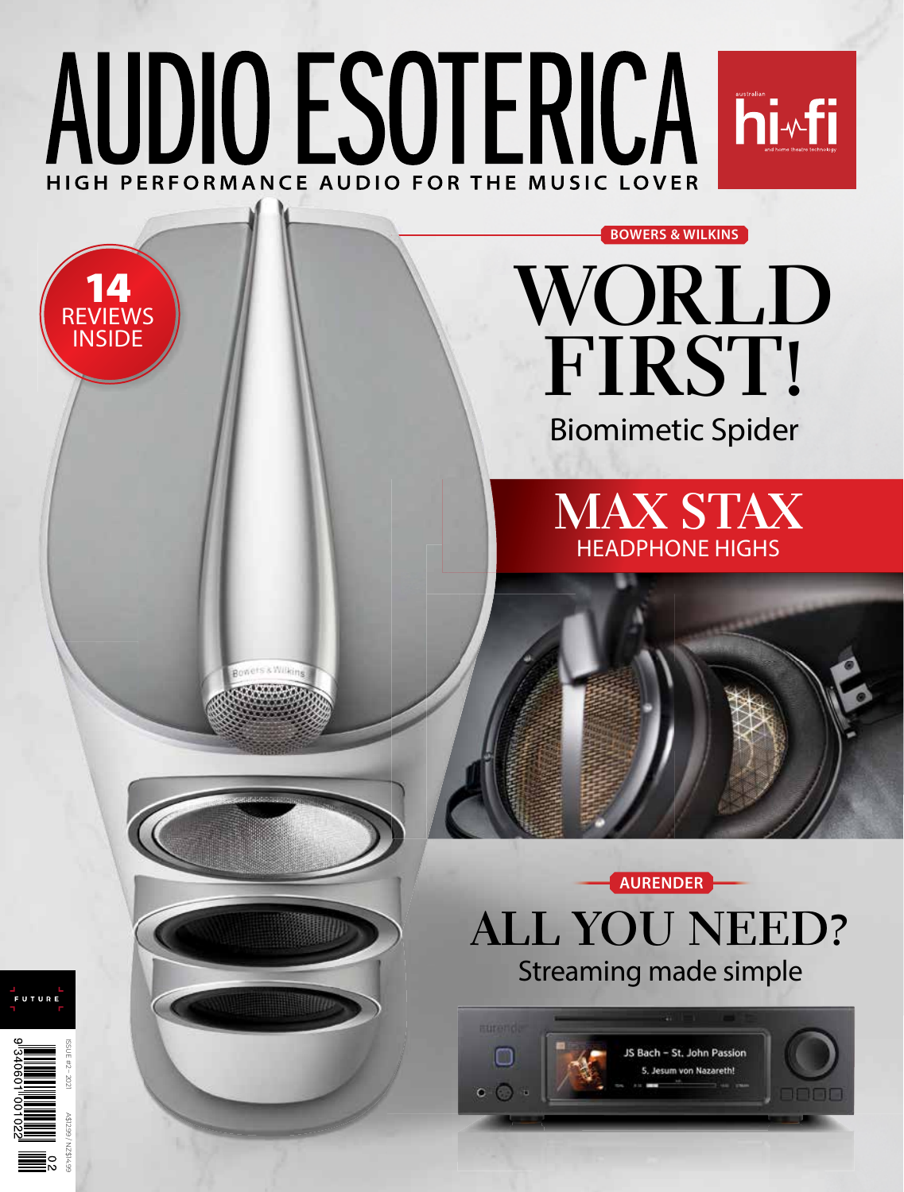# AUDIO ESOTERICA

australian hi-fi and home theatre technology

HIGH PERFORMANCE AUDIO FOR THE MUSIC LOVER

14 REVIEWS INSIDE

BOWERS & WILKINS

## WORLD FIRST!

Biomimetic Spider

## MAX STAX

HEADPHONE HIGHS

AURENDER

## ALL YOU NEED?

Streaming made simple

FUTURE

ISSUE #2 – 2021

A$12.99 / NZ$14.99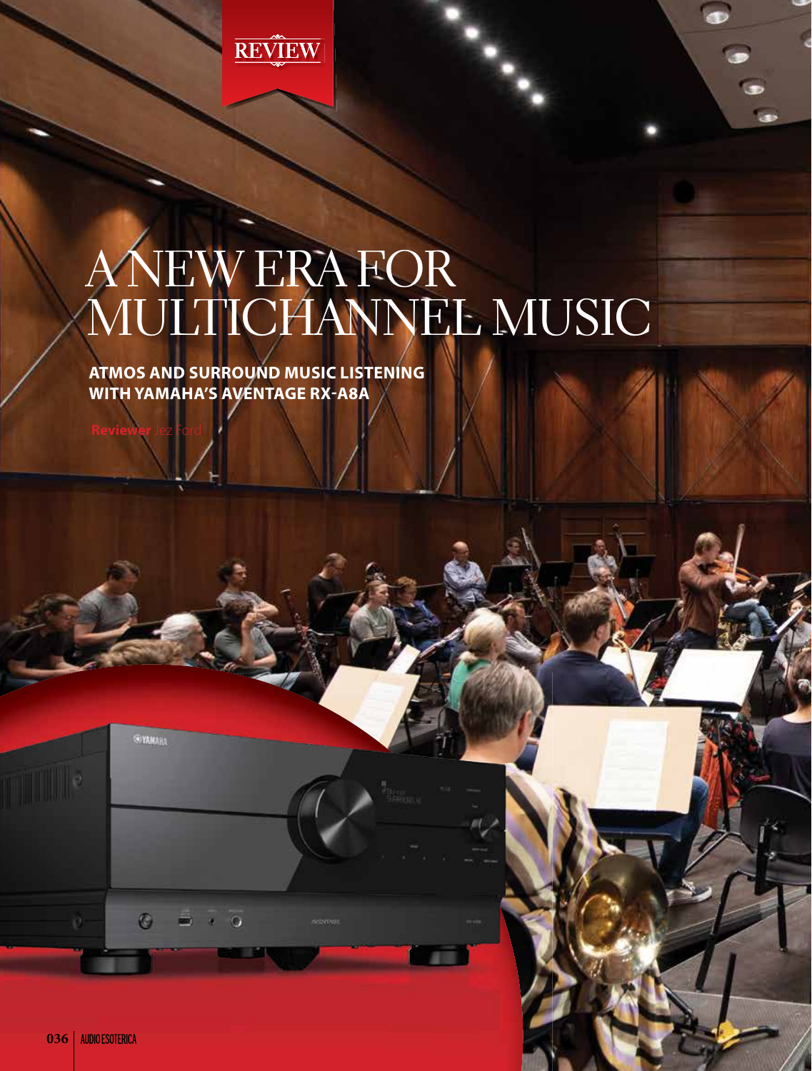REVIEW

# A NEW ERA FOR MULTICHANNEL MUSIC

**ATMOS AND SURROUND MUSIC LISTENING WITH YAMAHA'S AVENTAGE RX-A8A**

**Reviewer** Jez Ford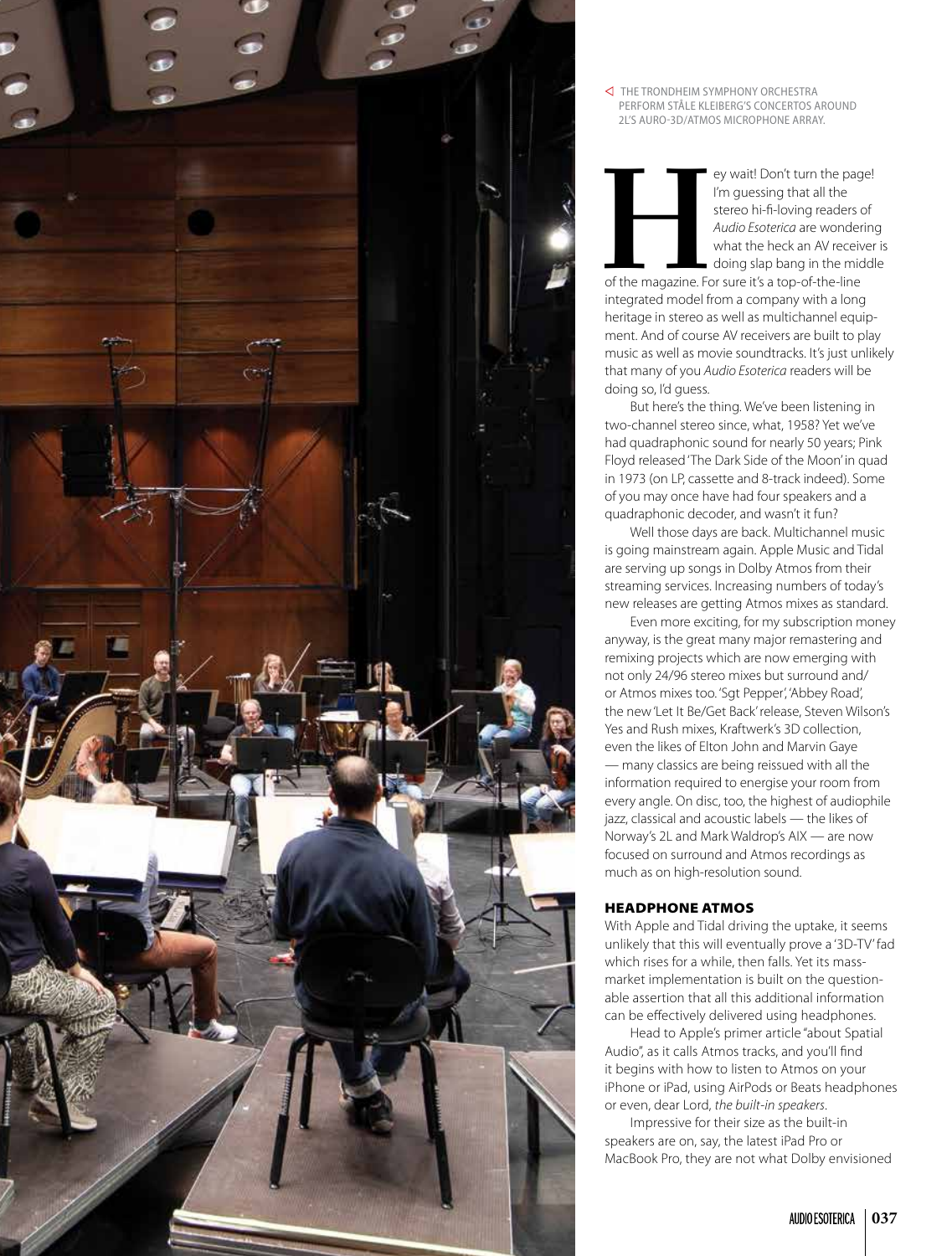◁ THE TRONDHEIM SYMPHONY ORCHESTRA PERFORM STÅLE KLEIBERG'S CONCERTOS AROUND 2L'S AURO-3D/ATMOS MICROPHONE ARRAY.

Hey wait! Don't turn the page! I'm guessing that all the stereo hi-fi-loving readers of *Audio Esoterica* are wondering what the heck an AV receiver is doing slap bang in the middle of the magazine. For sure it's a top-of-the-line integrated model from a company with a long heritage in stereo as well as multichannel equipment. And of course AV receivers are built to play music as well as movie soundtracks. It's just unlikely that many of you *Audio Esoterica* readers will be doing so, I'd guess.

But here's the thing. We've been listening in two-channel stereo since, what, 1958? Yet we've had quadraphonic sound for nearly 50 years; Pink Floyd released 'The Dark Side of the Moon' in quad in 1973 (on LP, cassette and 8-track indeed). Some of you may once have had four speakers and a quadraphonic decoder, and wasn't it fun?

Well those days are back. Multichannel music is going mainstream again. Apple Music and Tidal are serving up songs in Dolby Atmos from their streaming services. Increasing numbers of today's new releases are getting Atmos mixes as standard.

Even more exciting, for my subscription money anyway, is the great many major remastering and remixing projects which are now emerging with not only 24/96 stereo mixes but surround and/or Atmos mixes too. 'Sgt Pepper', 'Abbey Road', the new 'Let It Be/Get Back' release, Steven Wilson's Yes and Rush mixes, Kraftwerk's 3D collection, even the likes of Elton John and Marvin Gaye — many classics are being reissued with all the information required to energise your room from every angle. On disc, too, the highest of audiophile jazz, classical and acoustic labels — the likes of Norway's 2L and Mark Waldrop's AIX — are now focused on surround and Atmos recordings as much as on high-resolution sound.

## HEADPHONE ATMOS

With Apple and Tidal driving the uptake, it seems unlikely that this will eventually prove a '3D-TV' fad which rises for a while, then falls. Yet its mass-market implementation is built on the questionable assertion that all this additional information can be effectively delivered using headphones.

Head to Apple's primer article "about Spatial Audio", as it calls Atmos tracks, and you'll find it begins with how to listen to Atmos on your iPhone or iPad, using AirPods or Beats headphones or even, dear Lord, *the built-in speakers*.

Impressive for their size as the built-in speakers are on, say, the latest iPad Pro or MacBook Pro, they are not what Dolby envisioned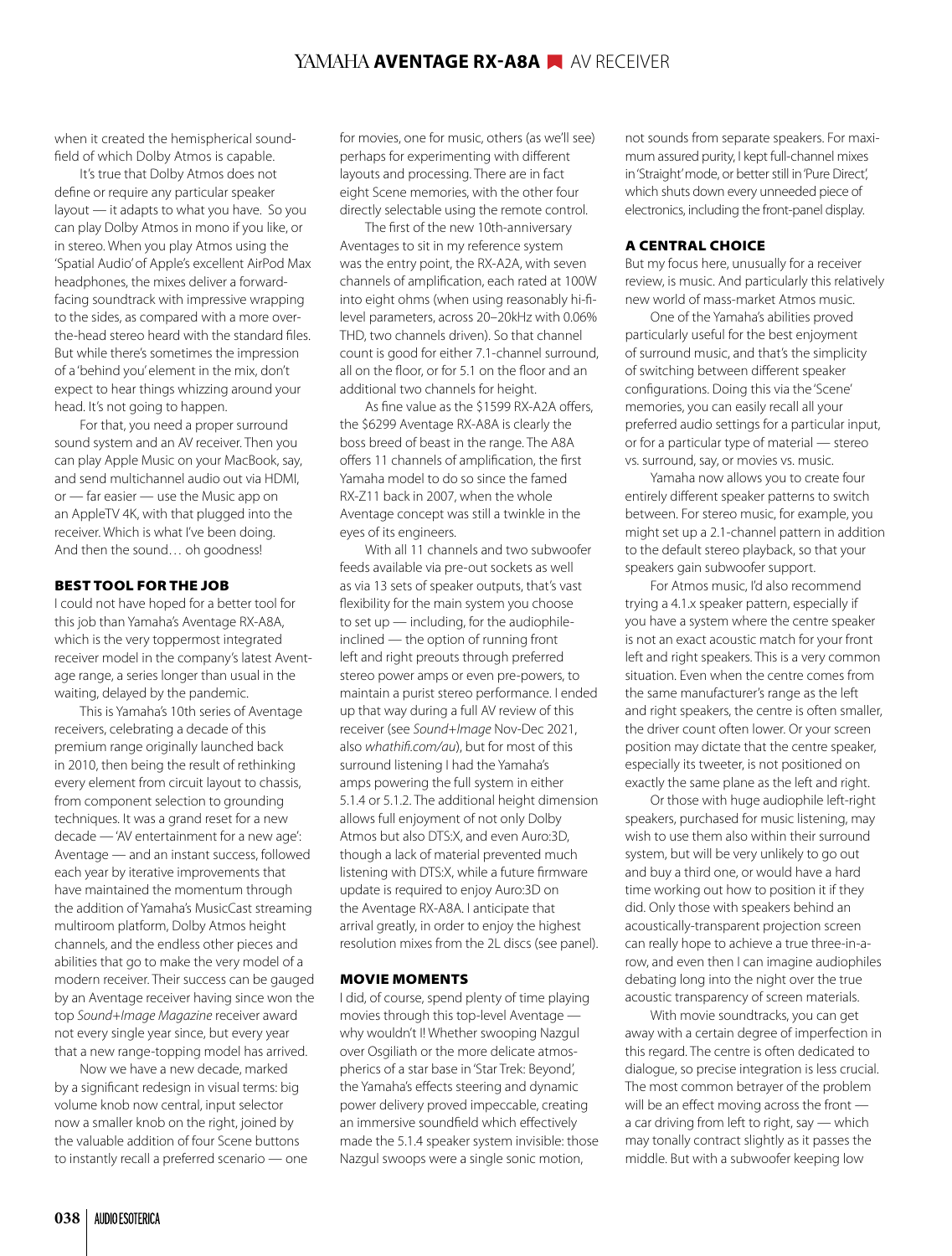when it created the hemispherical soundfield of which Dolby Atmos is capable.

It's true that Dolby Atmos does not define or require any particular speaker layout — it adapts to what you have. So you can play Dolby Atmos in mono if you like, or in stereo. When you play Atmos using the 'Spatial Audio' of Apple's excellent AirPod Max headphones, the mixes deliver a forward-facing soundtrack with impressive wrapping to the sides, as compared with a more over-the-head stereo heard with the standard files. But while there's sometimes the impression of a 'behind you' element in the mix, don't expect to hear things whizzing around your head. It's not going to happen.

For that, you need a proper surround sound system and an AV receiver. Then you can play Apple Music on your MacBook, say, and send multichannel audio out via HDMI, or — far easier — use the Music app on an AppleTV 4K, with that plugged into the receiver. Which is what I've been doing. And then the sound… oh goodness!

## BEST TOOL FOR THE JOB

I could not have hoped for a better tool for this job than Yamaha's Aventage RX-A8A, which is the very toppermost integrated receiver model in the company's latest Aventage range, a series longer than usual in the waiting, delayed by the pandemic.

This is Yamaha's 10th series of Aventage receivers, celebrating a decade of this premium range originally launched back in 2010, then being the result of rethinking every element from circuit layout to chassis, from component selection to grounding techniques. It was a grand reset for a new decade — 'AV entertainment for a new age': Aventage — and an instant success, followed each year by iterative improvements that have maintained the momentum through the addition of Yamaha's MusicCast streaming multiroom platform, Dolby Atmos height channels, and the endless other pieces and abilities that go to make the very model of a modern receiver. Their success can be gauged by an Aventage receiver having since won the top *Sound+Image Magazine* receiver award not every single year since, but every year that a new range-topping model has arrived.

Now we have a new decade, marked by a significant redesign in visual terms: big volume knob now central, input selector now a smaller knob on the right, joined by the valuable addition of four Scene buttons to instantly recall a preferred scenario — one for movies, one for music, others (as we'll see) perhaps for experimenting with different layouts and processing. There are in fact eight Scene memories, with the other four directly selectable using the remote control.

The first of the new 10th-anniversary Aventages to sit in my reference system was the entry point, the RX-A2A, with seven channels of amplification, each rated at 100W into eight ohms (when using reasonably hi-fi-level parameters, across 20–20kHz with 0.06% THD, two channels driven). So that channel count is good for either 7.1-channel surround, all on the floor, or for 5.1 on the floor and an additional two channels for height.

As fine value as the $1599 RX-A2A offers, the $6299 Aventage RX-A8A is clearly the boss breed of beast in the range. The A8A offers 11 channels of amplification, the first Yamaha model to do so since the famed RX-Z11 back in 2007, when the whole Aventage concept was still a twinkle in the eyes of its engineers.

With all 11 channels and two subwoofer feeds available via pre-out sockets as well as via 13 sets of speaker outputs, that's vast flexibility for the main system you choose to set up — including, for the audiophile-inclined — the option of running front left and right preouts through preferred stereo power amps or even pre-powers, to maintain a purist stereo performance. I ended up that way during a full AV review of this receiver (see *Sound+Image* Nov-Dec 2021, also *whathifi.com/au*), but for most of this surround listening I had the Yamaha's amps powering the full system in either 5.1.4 or 5.1.2. The additional height dimension allows full enjoyment of not only Dolby Atmos but also DTS:X, and even Auro:3D, though a lack of material prevented much listening with DTS:X, while a future firmware update is required to enjoy Auro:3D on the Aventage RX-A8A. I anticipate that arrival greatly, in order to enjoy the highest resolution mixes from the 2L discs (see panel).

## MOVIE MOMENTS

I did, of course, spend plenty of time playing movies through this top-level Aventage — why wouldn't I! Whether swooping Nazgul over Osgiliath or the more delicate atmospherics of a star base in 'Star Trek: Beyond', the Yamaha's effects steering and dynamic power delivery proved impeccable, creating an immersive soundfield which effectively made the 5.1.4 speaker system invisible: those Nazgul swoops were a single sonic motion, not sounds from separate speakers. For maximum assured purity, I kept full-channel mixes in 'Straight' mode, or better still in 'Pure Direct', which shuts down every unneeded piece of electronics, including the front-panel display.

## A CENTRAL CHOICE

But my focus here, unusually for a receiver review, is music. And particularly this relatively new world of mass-market Atmos music.

One of the Yamaha's abilities proved particularly useful for the best enjoyment of surround music, and that's the simplicity of switching between different speaker configurations. Doing this via the 'Scene' memories, you can easily recall all your preferred audio settings for a particular input, or for a particular type of material — stereo vs. surround, say, or movies vs. music.

Yamaha now allows you to create four entirely different speaker patterns to switch between. For stereo music, for example, you might set up a 2.1-channel pattern in addition to the default stereo playback, so that your speakers gain subwoofer support.

For Atmos music, I'd also recommend trying a 4.1.x speaker pattern, especially if you have a system where the centre speaker is not an exact acoustic match for your front left and right speakers. This is a very common situation. Even when the centre comes from the same manufacturer's range as the left and right speakers, the centre is often smaller, the driver count often lower. Or your screen position may dictate that the centre speaker, especially its tweeter, is not positioned on exactly the same plane as the left and right.

Or those with huge audiophile left-right speakers, purchased for music listening, may wish to use them also within their surround system, but will be very unlikely to go out and buy a third one, or would have a hard time working out how to position it if they did. Only those with speakers behind an acoustically-transparent projection screen can really hope to achieve a true three-in-a-row, and even then I can imagine audiophiles debating long into the night over the true acoustic transparency of screen materials.

With movie soundtracks, you can get away with a certain degree of imperfection in this regard. The centre is often dedicated to dialogue, so precise integration is less crucial. The most common betrayer of the problem will be an effect moving across the front — a car driving from left to right, say — which may tonally contract slightly as it passes the middle. But with a subwoofer keeping low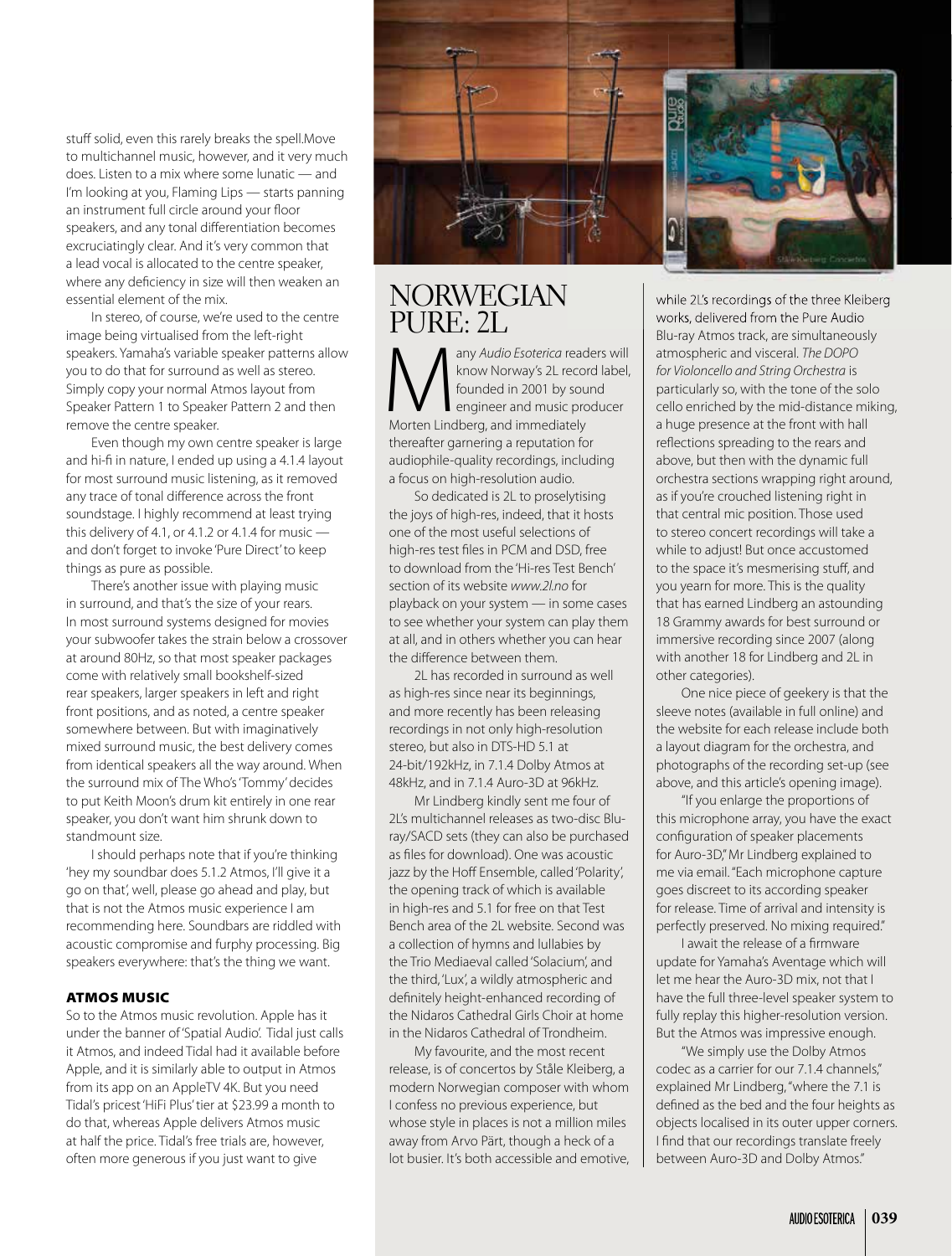stuff solid, even this rarely breaks the spell. Move to multichannel music, however, and it very much does. Listen to a mix where some lunatic — and I'm looking at you, Flaming Lips — starts panning an instrument full circle around your floor speakers, and any tonal differentiation becomes excruciatingly clear. And it's very common that a lead vocal is allocated to the centre speaker, where any deficiency in size will then weaken an essential element of the mix.

In stereo, of course, we're used to the centre image being virtualised from the left-right speakers. Yamaha's variable speaker patterns allow you to do that for surround as well as stereo. Simply copy your normal Atmos layout from Speaker Pattern 1 to Speaker Pattern 2 and then remove the centre speaker.

Even though my own centre speaker is large and hi-fi in nature, I ended up using a 4.1.4 layout for most surround music listening, as it removed any trace of tonal difference across the front soundstage. I highly recommend at least trying this delivery of 4.1, or 4.1.2 or 4.1.4 for music — and don't forget to invoke 'Pure Direct' to keep things as pure as possible.

There's another issue with playing music in surround, and that's the size of your rears. In most surround systems designed for movies your subwoofer takes the strain below a crossover at around 80Hz, so that most speaker packages come with relatively small bookshelf-sized rear speakers, larger speakers in left and right front positions, and as noted, a centre speaker somewhere between. But with imaginatively mixed surround music, the best delivery comes from identical speakers all the way around. When the surround mix of The Who's 'Tommy' decides to put Keith Moon's drum kit entirely in one rear speaker, you don't want him shrunk down to standmount size.

I should perhaps note that if you're thinking 'hey my soundbar does 5.1.2 Atmos, I'll give it a go on that', well, please go ahead and play, but that is not the Atmos music experience I am recommending here. Soundbars are riddled with acoustic compromise and furphy processing. Big speakers everywhere: that's the thing we want.

### ATMOS MUSIC

So to the Atmos music revolution. Apple has it under the banner of 'Spatial Audio'. Tidal just calls it Atmos, and indeed Tidal had it available before Apple, and it is similarly able to output in Atmos from its app on an AppleTV 4K. But you need Tidal's pricest 'HiFi Plus' tier at $23.99 a month to do that, whereas Apple delivers Atmos music at half the price. Tidal's free trials are, however, often more generous if you just want to give

## NORWEGIAN PURE: 2L

Many *Audio Esoterica* readers will know Norway's 2L record label, founded in 2001 by sound engineer and music producer Morten Lindberg, and immediately thereafter garnering a reputation for audiophile-quality recordings, including a focus on high-resolution audio.

So dedicated is 2L to proselytising the joys of high-res, indeed, that it hosts one of the most useful selections of high-res test files in PCM and DSD, free to download from the 'Hi-res Test Bench' section of its website *www.2l.no* for playback on your system — in some cases to see whether your system can play them at all, and in others whether you can hear the difference between them.

2L has recorded in surround as well as high-res since near its beginnings, and more recently has been releasing recordings in not only high-resolution stereo, but also in DTS-HD 5.1 at 24-bit/192kHz, in 7.1.4 Dolby Atmos at 48kHz, and in 7.1.4 Auro-3D at 96kHz.

Mr Lindberg kindly sent me four of 2L's multichannel releases as two-disc Blu-ray/SACD sets (they can also be purchased as files for download). One was acoustic jazz by the Hoff Ensemble, called 'Polarity', the opening track of which is available in high-res and 5.1 for free on that Test Bench area of the 2L website. Second was a collection of hymns and lullabies by the Trio Mediaeval called 'Solacium', and the third, 'Lux', a wildly atmospheric and definitely height-enhanced recording of the Nidaros Cathedral Girls Choir at home in the Nidaros Cathedral of Trondheim.

My favourite, and the most recent release, is of concertos by Ståle Kleiberg, a modern Norwegian composer with whom I confess no previous experience, but whose style in places is not a million miles away from Arvo Pärt, though a heck of a lot busier. It's both accessible and emotive, while 2L's recordings of the three Kleiberg works, delivered from the Pure Audio Blu-ray Atmos track, are simultaneously atmospheric and visceral. *The DOPO for Violoncello and String Orchestra* is particularly so, with the tone of the solo cello enriched by the mid-distance miking, a huge presence at the front with hall reflections spreading to the rears and above, but then with the dynamic full orchestra sections wrapping right around, as if you're crouched listening right in that central mic position. Those used to stereo concert recordings will take a while to adjust! But once accustomed to the space it's mesmerising stuff, and you yearn for more. This is the quality that has earned Lindberg an astounding 18 Grammy awards for best surround or immersive recording since 2007 (along with another 18 for Lindberg and 2L in other categories).

One nice piece of geekery is that the sleeve notes (available in full online) and the website for each release include both a layout diagram for the orchestra, and photographs of the recording set-up (see above, and this article's opening image).

"If you enlarge the proportions of this microphone array, you have the exact configuration of speaker placements for Auro-3D," Mr Lindberg explained to me via email. "Each microphone capture goes discreet to its according speaker for release. Time of arrival and intensity is perfectly preserved. No mixing required."

I await the release of a firmware update for Yamaha's Aventage which will let me hear the Auro-3D mix, not that I have the full three-level speaker system to fully replay this higher-resolution version. But the Atmos was impressive enough.

"We simply use the Dolby Atmos codec as a carrier for our 7.1.4 channels," explained Mr Lindberg, "where the 7.1 is defined as the bed and the four heights as objects localised in its outer upper corners. I find that our recordings translate freely between Auro-3D and Dolby Atmos."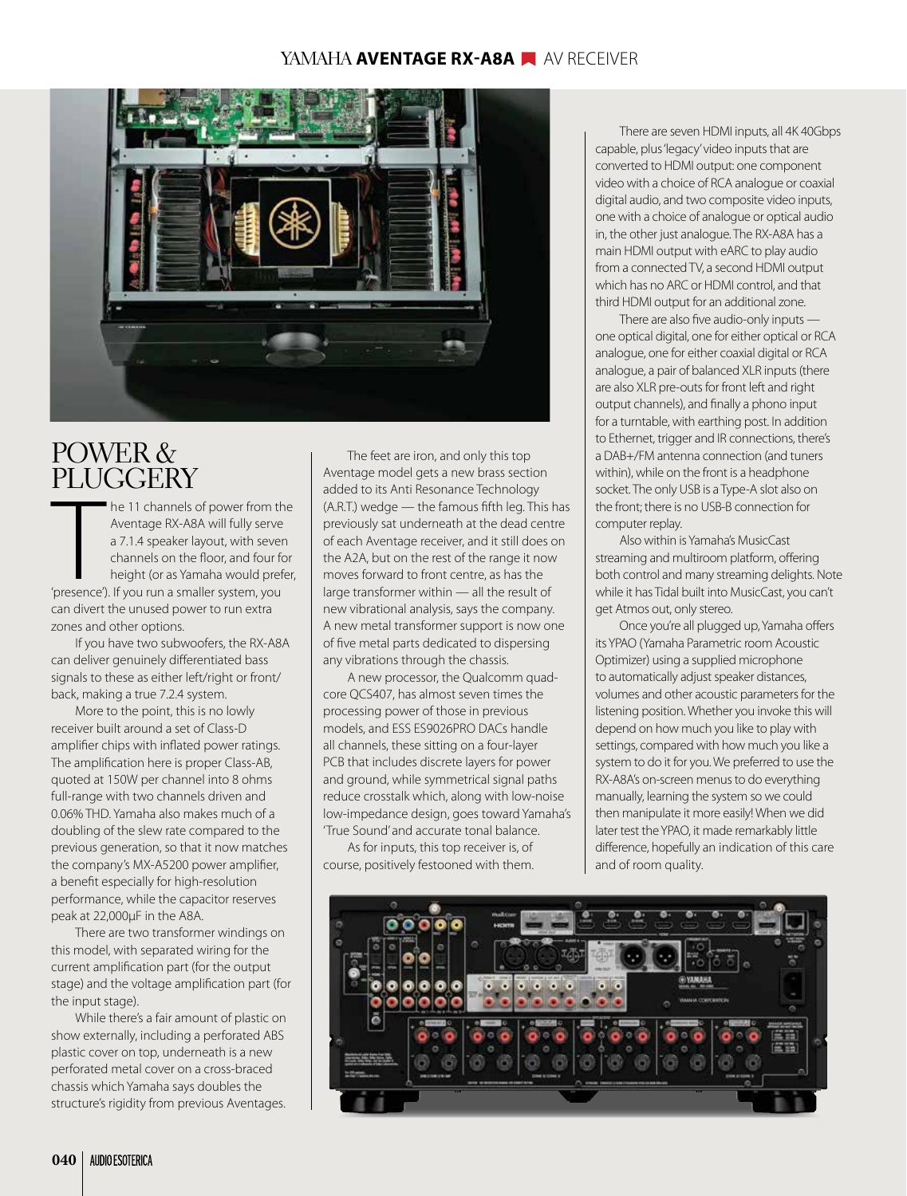# POWER & PLUGGERY

The 11 channels of power from the Aventage RX-A8A will fully serve a 7.1.4 speaker layout, with seven channels on the floor, and four for height (or as Yamaha would prefer, 'presence'). If you run a smaller system, you can divert the unused power to run extra zones and other options.

If you have two subwoofers, the RX-A8A can deliver genuinely differentiated bass signals to these as either left/right or front/back, making a true 7.2.4 system.

More to the point, this is no lowly receiver built around a set of Class-D amplifier chips with inflated power ratings. The amplification here is proper Class-AB, quoted at 150W per channel into 8 ohms full-range with two channels driven and 0.06% THD. Yamaha also makes much of a doubling of the slew rate compared to the previous generation, so that it now matches the company's MX-A5200 power amplifier, a benefit especially for high-resolution performance, while the capacitor reserves peak at 22,000μF in the A8A.

There are two transformer windings on this model, with separated wiring for the current amplification part (for the output stage) and the voltage amplification part (for the input stage).

While there's a fair amount of plastic on show externally, including a perforated ABS plastic cover on top, underneath is a new perforated metal cover on a cross-braced chassis which Yamaha says doubles the structure's rigidity from previous Aventages.

The feet are iron, and only this top Aventage model gets a new brass section added to its Anti Resonance Technology (A.R.T.) wedge — the famous fifth leg. This has previously sat underneath at the dead centre of each Aventage receiver, and it still does on the A2A, but on the rest of the range it now moves forward to front centre, as has the large transformer within — all the result of new vibrational analysis, says the company. A new metal transformer support is now one of five metal parts dedicated to dispersing any vibrations through the chassis.

A new processor, the Qualcomm quad-core QCS407, has almost seven times the processing power of those in previous models, and ESS ES9026PRO DACs handle all channels, these sitting on a four-layer PCB that includes discrete layers for power and ground, while symmetrical signal paths reduce crosstalk which, along with low-noise low-impedance design, goes toward Yamaha's 'True Sound' and accurate tonal balance.

As for inputs, this top receiver is, of course, positively festooned with them.

There are seven HDMI inputs, all 4K 40Gbps capable, plus 'legacy' video inputs that are converted to HDMI output: one component video with a choice of RCA analogue or coaxial digital audio, and two composite video inputs, one with a choice of analogue or optical audio in, the other just analogue. The RX-A8A has a main HDMI output with eARC to play audio from a connected TV, a second HDMI output which has no ARC or HDMI control, and that third HDMI output for an additional zone.

There are also five audio-only inputs — one optical digital, one for either optical or RCA analogue, one for either coaxial digital or RCA analogue, a pair of balanced XLR inputs (there are also XLR pre-outs for front left and right output channels), and finally a phono input for a turntable, with earthing post. In addition to Ethernet, trigger and IR connections, there's a DAB+/FM antenna connection (and tuners within), while on the front is a headphone socket. The only USB is a Type-A slot also on the front; there is no USB-B connection for computer replay.

Also within is Yamaha's MusicCast streaming and multiroom platform, offering both control and many streaming delights. Note while it has Tidal built into MusicCast, you can't get Atmos out, only stereo.

Once you're all plugged up, Yamaha offers its YPAO (Yamaha Parametric room Acoustic Optimizer) using a supplied microphone to automatically adjust speaker distances, volumes and other acoustic parameters for the listening position. Whether you invoke this will depend on how much you like to play with settings, compared with how much you like a system to do it for you. We preferred to use the RX-A8A's on-screen menus to do everything manually, learning the system so we could then manipulate it more easily! When we did later test the YPAO, it made remarkably little difference, hopefully an indication of this care and of room quality.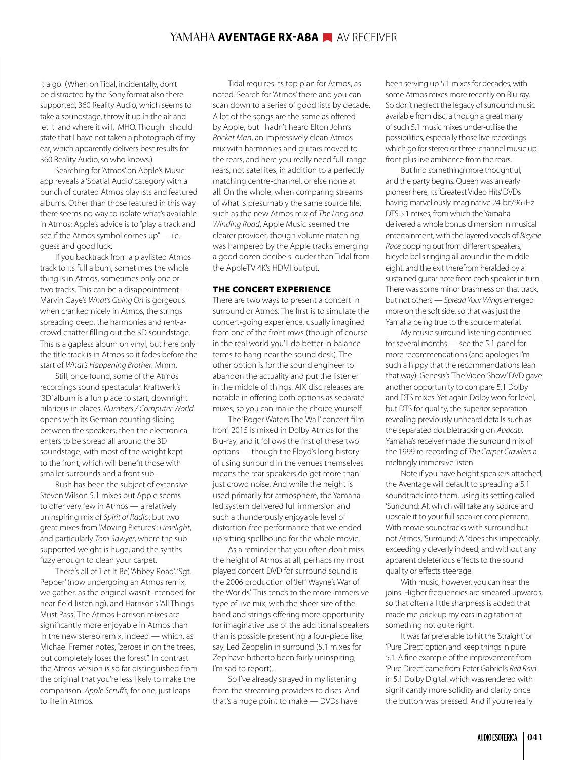it a go! (When on Tidal, incidentally, don't be distracted by the Sony format also there supported, 360 Reality Audio, which seems to take a soundstage, throw it up in the air and let it land where it will, IMHO. Though I should state that I have not taken a photograph of my ear, which apparently delivers best results for 360 Reality Audio, so who knows.)

Searching for 'Atmos' on Apple's Music app reveals a 'Spatial Audio' category with a bunch of curated Atmos playlists and featured albums. Other than those featured in this way there seems no way to isolate what's available in Atmos: Apple's advice is to "play a track and see if the Atmos symbol comes up" — i.e. guess and good luck.

If you backtrack from a playlisted Atmos track to its full album, sometimes the whole thing is in Atmos, sometimes only one or two tracks. This can be a disappointment — Marvin Gaye's *What's Going On* is gorgeous when cranked nicely in Atmos, the strings spreading deep, the harmonies and rent-a-crowd chatter filling out the 3D soundstage. This is a gapless album on vinyl, but here only the title track is in Atmos so it fades before the start of *What's Happening Brother*. Mmm.

Still, once found, some of the Atmos recordings sound spectacular. Kraftwerk's '3D' album is a fun place to start, downright hilarious in places. *Numbers / Computer World* opens with its German counting sliding between the speakers, then the electronica enters to be spread all around the 3D soundstage, with most of the weight kept to the front, which will benefit those with smaller surrounds and a front sub.

Rush has been the subject of extensive Steven Wilson 5.1 mixes but Apple seems to offer very few in Atmos — a relatively uninspiring mix of *Spirit of Radio*, but two great mixes from 'Moving Pictures': *Limelight*, and particularly *Tom Sawyer*, where the sub-supported weight is huge, and the synths fizzy enough to clean your carpet.

There's all of 'Let It Be', 'Abbey Road', 'Sgt. Pepper' (now undergoing an Atmos remix, we gather, as the original wasn't intended for near-field listening), and Harrison's 'All Things Must Pass'. The Atmos Harrison mixes are significantly more enjoyable in Atmos than in the new stereo remix, indeed — which, as Michael Fremer notes, "zeroes in on the trees, but completely loses the forest". In contrast the Atmos version is so far distinguished from the original that you're less likely to make the comparison. *Apple Scruffs*, for one, just leaps to life in Atmos.

Tidal requires its top plan for Atmos, as noted. Search for 'Atmos' there and you can scan down to a series of good lists by decade. A lot of the songs are the same as offered by Apple, but I hadn't heard Elton John's *Rocket Man*, an impressively clean Atmos mix with harmonies and guitars moved to the rears, and here you really need full-range rears, not satellites, in addition to a perfectly matching centre-channel, or else none at all. On the whole, when comparing streams of what is presumably the same source file, such as the new Atmos mix of *The Long and Winding Road*, Apple Music seemed the clearer provider, though volume matching was hampered by the Apple tracks emerging a good dozen decibels louder than Tidal from the AppleTV 4K's HDMI output.

## THE CONCERT EXPERIENCE

There are two ways to present a concert in surround or Atmos. The first is to simulate the concert-going experience, usually imagined from one of the front rows (though of course in the real world you'll do better in balance terms to hang near the sound desk). The other option is for the sound engineer to abandon the actuality and put the listener in the middle of things. AIX disc releases are notable in offering both options as separate mixes, so you can make the choice yourself.

The 'Roger Waters The Wall' concert film from 2015 is mixed in Dolby Atmos for the Blu-ray, and it follows the first of these two options — though the Floyd's long history of using surround in the venues themselves means the rear speakers do get more than just crowd noise. And while the height is used primarily for atmosphere, the Yamaha-led system delivered full immersion and such a thunderously enjoyable level of distortion-free performance that we ended up sitting spellbound for the whole movie.

As a reminder that you often don't miss the height of Atmos at all, perhaps my most played concert DVD for surround sound is the 2006 production of 'Jeff Wayne's War of the Worlds'. This tends to the more immersive type of live mix, with the sheer size of the band and strings offering more opportunity for imaginative use of the additional speakers than is possible presenting a four-piece like, say, Led Zeppelin in surround (5.1 mixes for Zep have hitherto been fairly uninspiring, I'm sad to report).

So I've already strayed in my listening from the streaming providers to discs. And that's a huge point to make — DVDs have been serving up 5.1 mixes for decades, with some Atmos mixes more recently on Blu-ray. So don't neglect the legacy of surround music available from disc, although a great many of such 5.1 music mixes under-utilise the possibilities, especially those live recordings which go for stereo or three-channel music up front plus live ambience from the rears.

But find something more thoughtful, and the party begins. Queen was an early pioneer here, its 'Greatest Video Hits' DVDs having marvellously imaginative 24-bit/96kHz DTS 5.1 mixes, from which the Yamaha delivered a whole bonus dimension in musical entertainment, with the layered vocals of *Bicycle Race* popping out from different speakers, bicycle bells ringing all around in the middle eight, and the exit therefrom heralded by a sustained guitar note from each speaker in turn. There was some minor brashness on that track, but not others — *Spread Your Wings* emerged more on the soft side, so that was just the Yamaha being true to the source material.

My music surround listening continued for several months — see the 5.1 panel for more recommendations (and apologies I'm such a hippy that the recommendations lean that way). Genesis's 'The Video Show' DVD gave another opportunity to compare 5.1 Dolby and DTS mixes. Yet again Dolby won for level, but DTS for quality, the superior separation revealing previously unheard details such as the separated doubletracking on *Abacab*. Yamaha's receiver made the surround mix of the 1999 re-recording of *The Carpet Crawlers* a meltingly immersive listen.

Note if you have height speakers attached, the Aventage will default to spreading a 5.1 soundtrack into them, using its setting called 'Surround: AI', which will take any source and upscale it to your full speaker complement. With movie soundtracks with surround but not Atmos, 'Surround: AI' does this impeccably, exceedingly cleverly indeed, and without any apparent deleterious effects to the sound quality or effects steerage.

With music, however, you can hear the joins. Higher frequencies are smeared upwards, so that often a little sharpness is added that made me prick up my ears in agitation at something not quite right.

It was far preferable to hit the 'Straight' or 'Pure Direct' option and keep things in pure 5.1. A fine example of the improvement from 'Pure Direct' came from Peter Gabriel's *Red Rain* in 5.1 Dolby Digital, which was rendered with significantly more solidity and clarity once the button was pressed. And if you're really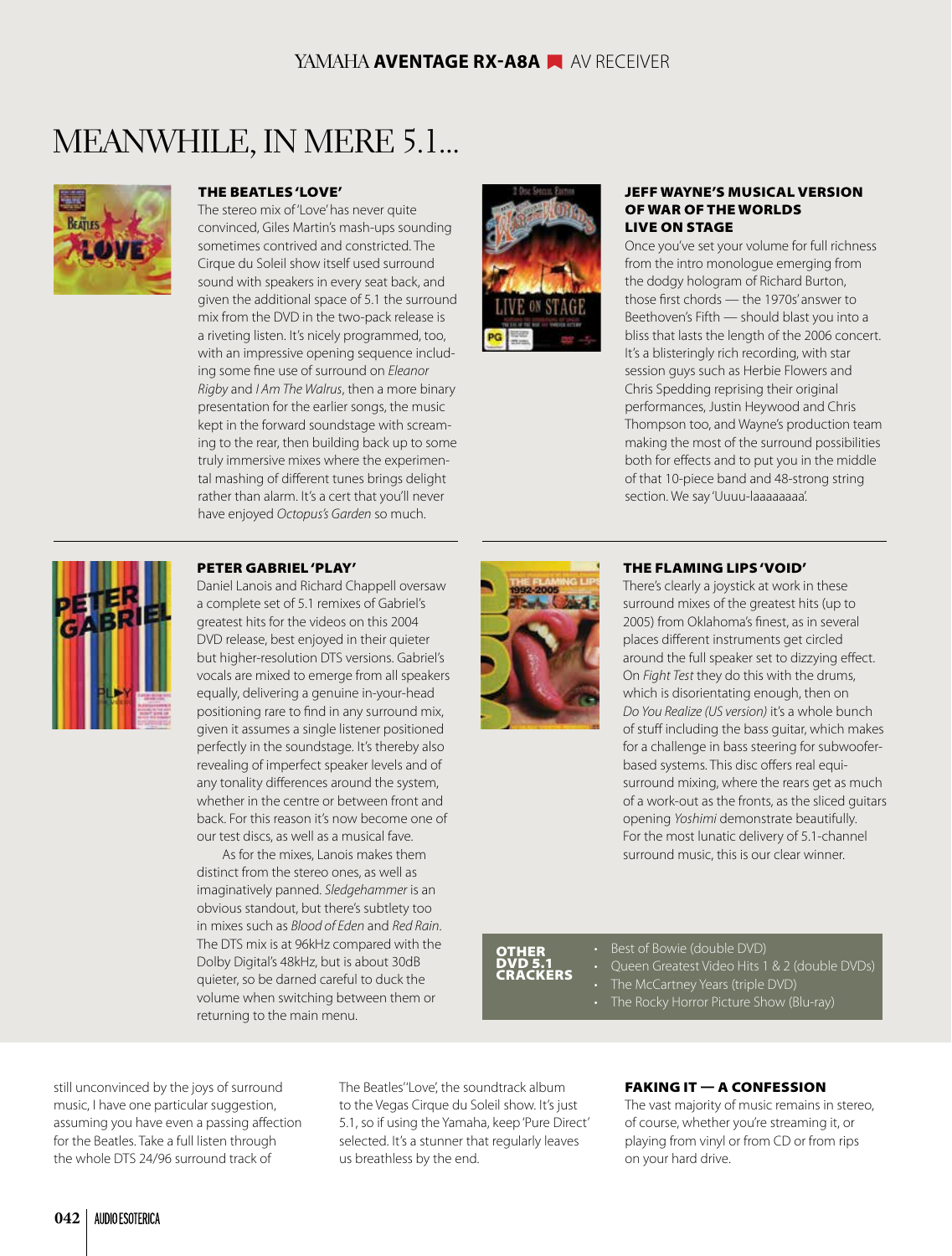# MEANWHILE, IN MERE 5.1...

### THE BEATLES 'LOVE'

The stereo mix of 'Love' has never quite convinced, Giles Martin's mash-ups sounding sometimes contrived and constricted. The Cirque du Soleil show itself used surround sound with speakers in every seat back, and given the additional space of 5.1 the surround mix from the DVD in the two-pack release is a riveting listen. It's nicely programmed, too, with an impressive opening sequence including some fine use of surround on *Eleanor Rigby* and *I Am The Walrus*, then a more binary presentation for the earlier songs, the music kept in the forward soundstage with screaming to the rear, then building back up to some truly immersive mixes where the experimental mashing of different tunes brings delight rather than alarm. It's a cert that you'll never have enjoyed *Octopus's Garden* so much.

### JEFF WAYNE'S MUSICAL VERSION OF WAR OF THE WORLDS LIVE ON STAGE

Once you've set your volume for full richness from the intro monologue emerging from the dodgy hologram of Richard Burton, those first chords — the 1970s' answer to Beethoven's Fifth — should blast you into a bliss that lasts the length of the 2006 concert. It's a blisteringly rich recording, with star session guys such as Herbie Flowers and Chris Spedding reprising their original performances, Justin Heywood and Chris Thompson too, and Wayne's production team making the most of the surround possibilities both for effects and to put you in the middle of that 10-piece band and 48-strong string section. We say 'Uuuu-laaaaaaaa'.

### PETER GABRIEL 'PLAY'

Daniel Lanois and Richard Chappell oversaw a complete set of 5.1 remixes of Gabriel's greatest hits for the videos on this 2004 DVD release, best enjoyed in their quieter but higher-resolution DTS versions. Gabriel's vocals are mixed to emerge from all speakers equally, delivering a genuine in-your-head positioning rare to find in any surround mix, given it assumes a single listener positioned perfectly in the soundstage. It's thereby also revealing of imperfect speaker levels and of any tonality differences around the system, whether in the centre or between front and back. For this reason it's now become one of our test discs, as well as a musical fave.

As for the mixes, Lanois makes them distinct from the stereo ones, as well as imaginatively panned. *Sledgehammer* is an obvious standout, but there's subtlety too in mixes such as *Blood of Eden* and *Red Rain*. The DTS mix is at 96kHz compared with the Dolby Digital's 48kHz, but is about 30dB quieter, so be darned careful to duck the volume when switching between them or returning to the main menu.

### THE FLAMING LIPS 'VOID'

There's clearly a joystick at work in these surround mixes of the greatest hits (up to 2005) from Oklahoma's finest, as in several places different instruments get circled around the full speaker set to dizzying effect. On *Fight Test* they do this with the drums, which is disorientating enough, then on *Do You Realize (US version)* it's a whole bunch of stuff including the bass guitar, which makes for a challenge in bass steering for subwoofer-based systems. This disc offers real equi-surround mixing, where the rears get as much of a work-out as the fronts, as the sliced guitars opening *Yoshimi* demonstrate beautifully. For the most lunatic delivery of 5.1-channel surround music, this is our clear winner.

**OTHER DVD 5.1 CRACKERS**

- Best of Bowie (double DVD)
- Queen Greatest Video Hits 1 & 2 (double DVDs)
- The McCartney Years (triple DVD)
- The Rocky Horror Picture Show (Blu-ray)

still unconvinced by the joys of surround music, I have one particular suggestion, assuming you have even a passing affection for the Beatles. Take a full listen through the whole DTS 24/96 surround track of The Beatles' 'Love', the soundtrack album to the Vegas Cirque du Soleil show. It's just 5.1, so if using the Yamaha, keep 'Pure Direct' selected. It's a stunner that regularly leaves us breathless by the end.

### FAKING IT — A CONFESSION

The vast majority of music remains in stereo, of course, whether you're streaming it, or playing from vinyl or from CD or from rips on your hard drive.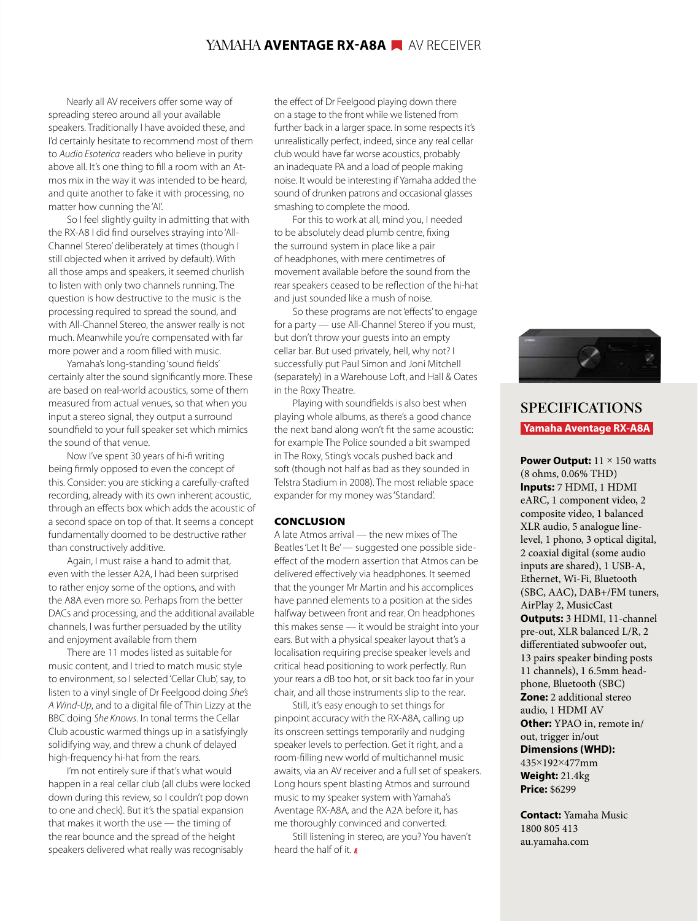Nearly all AV receivers offer some way of spreading stereo around all your available speakers. Traditionally I have avoided these, and I'd certainly hesitate to recommend most of them to *Audio Esoterica* readers who believe in purity above all. It's one thing to fill a room with an Atmos mix in the way it was intended to be heard, and quite another to fake it with processing, no matter how cunning the 'AI'.

So I feel slightly guilty in admitting that with the RX-A8 I did find ourselves straying into 'All-Channel Stereo' deliberately at times (though I still objected when it arrived by default). With all those amps and speakers, it seemed churlish to listen with only two channels running. The question is how destructive to the music is the processing required to spread the sound, and with All-Channel Stereo, the answer really is not much. Meanwhile you're compensated with far more power and a room filled with music.

Yamaha's long-standing 'sound fields' certainly alter the sound significantly more. These are based on real-world acoustics, some of them measured from actual venues, so that when you input a stereo signal, they output a surround soundfield to your full speaker set which mimics the sound of that venue.

Now I've spent 30 years of hi-fi writing being firmly opposed to even the concept of this. Consider: you are sticking a carefully-crafted recording, already with its own inherent acoustic, through an effects box which adds the acoustic of a second space on top of that. It seems a concept fundamentally doomed to be destructive rather than constructively additive.

Again, I must raise a hand to admit that, even with the lesser A2A, I had been surprised to rather enjoy some of the options, and with the A8A even more so. Perhaps from the better DACs and processing, and the additional available channels, I was further persuaded by the utility and enjoyment available from them

There are 11 modes listed as suitable for music content, and I tried to match music style to environment, so I selected 'Cellar Club', say, to listen to a vinyl single of Dr Feelgood doing *She's A Wind-Up*, and to a digital file of Thin Lizzy at the BBC doing *She Knows*. In tonal terms the Cellar Club acoustic warmed things up in a satisfyingly solidifying way, and threw a chunk of delayed high-frequency hi-hat from the rears.

I'm not entirely sure if that's what would happen in a real cellar club (all clubs were locked down during this review, so I couldn't pop down to one and check). But it's the spatial expansion that makes it worth the use — the timing of the rear bounce and the spread of the height speakers delivered what really was recognisably the effect of Dr Feelgood playing down there on a stage to the front while we listened from further back in a larger space. In some respects it's unrealistically perfect, indeed, since any real cellar club would have far worse acoustics, probably an inadequate PA and a load of people making noise. It would be interesting if Yamaha added the sound of drunken patrons and occasional glasses smashing to complete the mood.

For this to work at all, mind you, I needed to be absolutely dead plumb centre, fixing the surround system in place like a pair of headphones, with mere centimetres of movement available before the sound from the rear speakers ceased to be reflection of the hi-hat and just sounded like a mush of noise.

So these programs are not 'effects' to engage for a party — use All-Channel Stereo if you must, but don't throw your guests into an empty cellar bar. But used privately, hell, why not? I successfully put Paul Simon and Joni Mitchell (separately) in a Warehouse Loft, and Hall & Oates in the Roxy Theatre.

Playing with soundfields is also best when playing whole albums, as there's a good chance the next band along won't fit the same acoustic: for example The Police sounded a bit swamped in The Roxy, Sting's vocals pushed back and soft (though not half as bad as they sounded in Telstra Stadium in 2008). The most reliable space expander for my money was 'Standard'.

## CONCLUSION

A late Atmos arrival — the new mixes of The Beatles 'Let It Be' — suggested one possible side-effect of the modern assertion that Atmos can be delivered effectively via headphones. It seemed that the younger Mr Martin and his accomplices have panned elements to a position at the sides halfway between front and rear. On headphones this makes sense — it would be straight into your ears. But with a physical speaker layout that's a localisation requiring precise speaker levels and critical head positioning to work perfectly. Run your rears a dB too hot, or sit back too far in your chair, and all those instruments slip to the rear.

Still, it's easy enough to set things for pinpoint accuracy with the RX-A8A, calling up its onscreen settings temporarily and nudging speaker levels to perfection. Get it right, and a room-filling new world of multichannel music awaits, via an AV receiver and a full set of speakers. Long hours spent blasting Atmos and surround music to my speaker system with Yamaha's Aventage RX-A8A, and the A2A before it, has me thoroughly convinced and converted.

Still listening in stereo, are you? You haven't heard the half of it.

## SPECIFICATIONS

**Yamaha Aventage RX-A8A**

**Power Output:** 11 × 150 watts (8 ohms, 0.06% THD)
**Inputs:** 7 HDMI, 1 HDMI eARC, 1 component video, 2 composite video, 1 balanced XLR audio, 5 analogue line-level, 1 phono, 3 optical digital, 2 coaxial digital (some audio inputs are shared), 1 USB-A, Ethernet, Wi-Fi, Bluetooth (SBC, AAC), DAB+/FM tuners, AirPlay 2, MusicCast
**Outputs:** 3 HDMI, 11-channel pre-out, XLR balanced L/R, 2 differentiated subwoofer out, 13 pairs speaker binding posts 11 channels), 1 6.5mm headphone, Bluetooth (SBC)
**Zone:** 2 additional stereo audio, 1 HDMI AV
**Other:** YPAO in, remote in/out, trigger in/out
**Dimensions (WHD):** 435×192×477mm
**Weight:** 21.4kg
**Price:** $6299

**Contact:** Yamaha Music
1800 805 413
au.yamaha.com